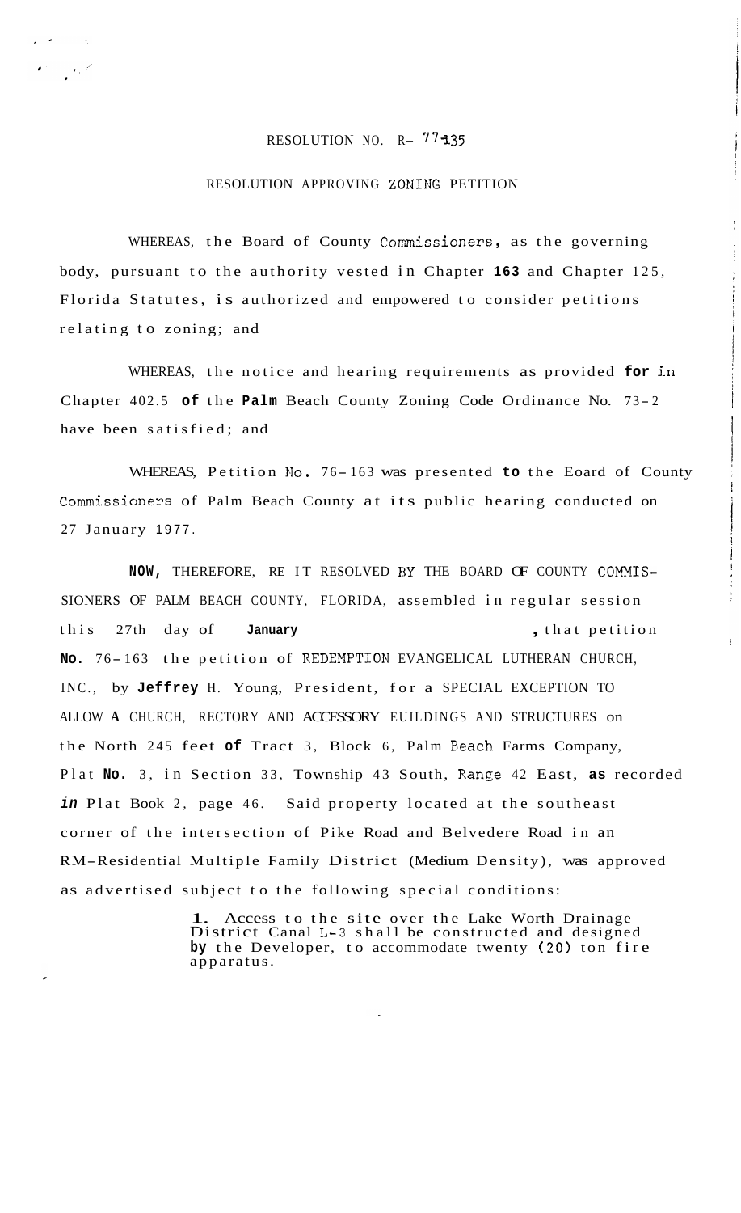# RESOLUTION NO. R- 77-135

## RESOLUTION APPROVING ZONING PETITION

WHEREAS, the Board of County Commissioners, as the governing body, pursuant to the authority vested in Chapter 163 and Chapter 125, Florida Statutes, is authorized and empowered to consider petitions relating to zoning; and

WHEREAS, the notice and hearing requirements as provided for in Chapter 402.5 of the Palm Beach County Zoning Code Ordinance No. 73-2 have been satisfied; and

WHEREAS, Petition No. 76-163 was presented to the Eoard of County Commissioners of Palm Beach County at its public hearing conducted on 27 January 1977.

NOW, THEREFORE, RE IT RESOLVED BY THE BOARD OF COUNTY COMMISSIONERS OF PALM BEACH COUNTY, FLORIDA, assembled in regular session this 27th day of **January**, that petition No. 76-163 the petition of REDEMPTION EVANGELICAL LUTHERAN CHURCH, INC., by Jeffrey H. Young, President, for a SPECIAL EXCEPTION TO ALLOW A CHURCH, RECTORY AND ACCESSORY EUILDINGS AND STRUCTURES on the North 245 feet of Tract 3, Block 6, Palm Beach Farms Company, Plat No. 3, in Section 33, Township 43 South, Range 42 East, as recorded in Plat Book 2, page 46. Said property located at the southeast corner of the intersection of Pike Road and Belvedere Road in an RM-Residential Multiple Family District (Medium Density), was approved as advertised subject to the following special conditions:

1. Access to the site over the Lake Worth Drainage District Canal L-3 shall be constructed and designed by the Developer, to accommodate twenty (20) ton fire apparatus.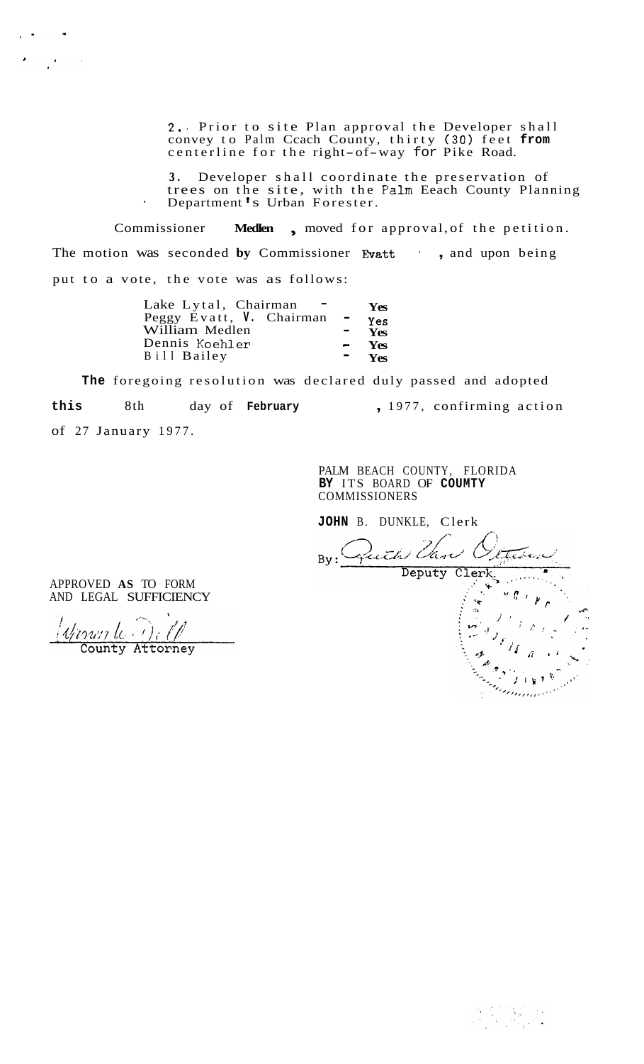2. Prior to site Plan approval the Developer shall convey to Palm Ccach County, thirty (30) feet from centerline for the right-of-way for Pike Road.

3. Developer shall coordinate the preservation of trees on the site, with the Palm Eeach County Planning Department's Urban Forester.

Commissioner **Medlen**, moved for approval, of the petition. The motion was seconded by Commissioner Evatt, and upon being put to a vote, the vote was as follows:

| | | |
|---|---|---|
| Lake Lytal, Chairman | - | Yes |
| Peggy Evatt, V. Chairman | - | Yes |
| William Medlen | - | Yes |
| Dennis Koehler | - | Yes |
| Bill Bailey | - | Yes |

The foregoing resolution was declared duly passed and adopted this 8th day of **February**, 1977, confirming action of 27 January 1977.

PALM BEACH COUNTY, FLORIDA
BY ITS BOARD OF COUMTY
COMMISSIONERS

JOHN B. DUNKLE, Clerk

By: ______________________
Deputy Clerk

APPROVED AS TO FORM
AND LEGAL SUFFICIENCY

______________________
County Attorney